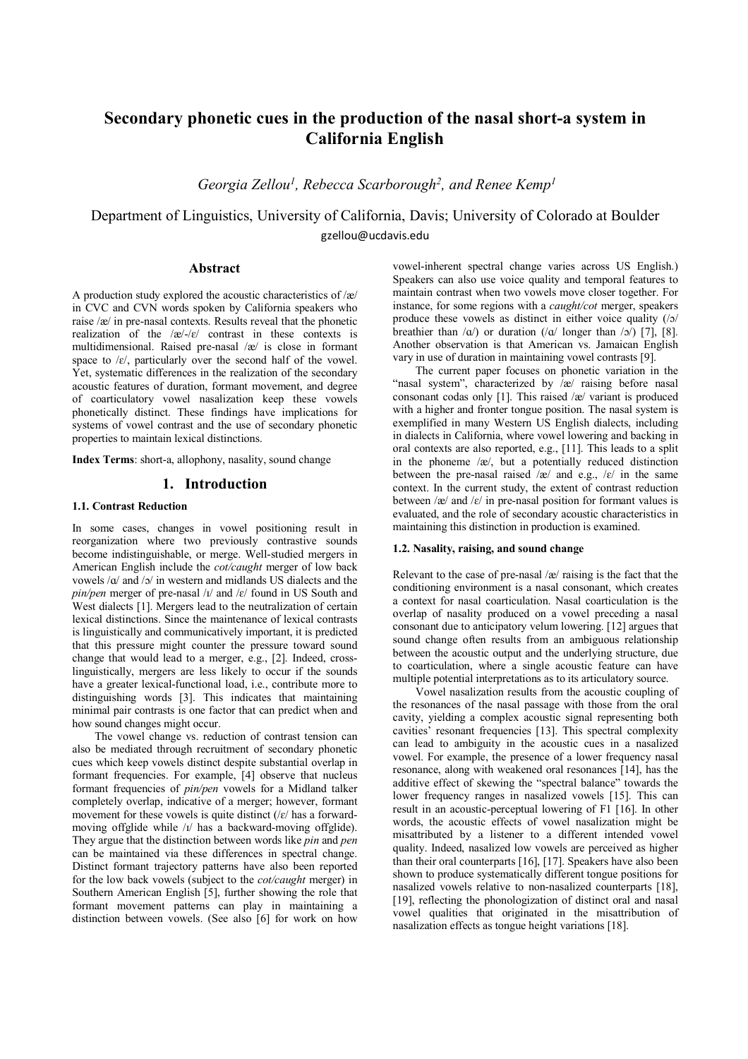# Secondary phonetic cues in the production of the nasal short-a system in California English

*Georgia Zellou[1], Rebecca Scarborough[2], and Renee Kemp[1]*

Department of Linguistics, University of California, Davis; University of Colorado at Boulder

gzellou@ucdavis.edu

## Abstract

A production study explored the acoustic characteristics of /æ/ in CVC and CVN words spoken by California speakers who raise /æ/ in pre-nasal contexts. Results reveal that the phonetic realization of the /æ/-/ɛ/ contrast in these contexts is multidimensional. Raised pre-nasal /æ/ is close in formant space to /ɛ/, particularly over the second half of the vowel. Yet, systematic differences in the realization of the secondary acoustic features of duration, formant movement, and degree of coarticulatory vowel nasalization keep these vowels phonetically distinct. These findings have implications for systems of vowel contrast and the use of secondary phonetic properties to maintain lexical distinctions.

**Index Terms**: short-a, allophony, nasality, sound change

## 1. Introduction

### 1.1. Contrast Reduction

In some cases, changes in vowel positioning result in reorganization where two previously contrastive sounds become indistinguishable, or merge. Well-studied mergers in American English include the *cot/caught* merger of low back vowels /ɑ/ and /ɔ/ in western and midlands US dialects and the *pin/pen* merger of pre-nasal /ɪ/ and /ɛ/ found in US South and West dialects [1]. Mergers lead to the neutralization of certain lexical distinctions. Since the maintenance of lexical contrasts is linguistically and communicatively important, it is predicted that this pressure might counter the pressure toward sound change that would lead to a merger, e.g., [2]. Indeed, cross-linguistically, mergers are less likely to occur if the sounds have a greater lexical-functional load, i.e., contribute more to distinguishing words [3]. This indicates that maintaining minimal pair contrasts is one factor that can predict when and how sound changes might occur.

The vowel change vs. reduction of contrast tension can also be mediated through recruitment of secondary phonetic cues which keep vowels distinct despite substantial overlap in formant frequencies. For example, [4] observe that nucleus formant frequencies of *pin/pen* vowels for a Midland talker completely overlap, indicative of a merger; however, formant movement for these vowels is quite distinct (/ɛ/ has a forward-moving offglide while /ɪ/ has a backward-moving offglide). They argue that the distinction between words like *pin* and *pen* can be maintained via these differences in spectral change. Distinct formant trajectory patterns have also been reported for the low back vowels (subject to the *cot/caught* merger) in Southern American English [5], further showing the role that formant movement patterns can play in maintaining a distinction between vowels. (See also [6] for work on how vowel-inherent spectral change varies across US English.) Speakers can also use voice quality and temporal features to maintain contrast when two vowels move closer together. For instance, for some regions with a *caught/cot* merger, speakers produce these vowels as distinct in either voice quality (/ɔ/ breathier than /ɑ/) or duration (/ɑ/ longer than /ɔ/) [7], [8]. Another observation is that American vs. Jamaican English vary in use of duration in maintaining vowel contrasts [9].

The current paper focuses on phonetic variation in the "nasal system", characterized by /æ/ raising before nasal consonant codas only [1]. This raised /æ/ variant is produced with a higher and fronter tongue position. The nasal system is exemplified in many Western US English dialects, including in dialects in California, where vowel lowering and backing in oral contexts are also reported, e.g., [11]. This leads to a split in the phoneme /æ/, but a potentially reduced distinction between the pre-nasal raised /æ/ and e.g., /ɛ/ in the same context. In the current study, the extent of contrast reduction between /æ/ and /ɛ/ in pre-nasal position for formant values is evaluated, and the role of secondary acoustic characteristics in maintaining this distinction in production is examined.

### 1.2. Nasality, raising, and sound change

Relevant to the case of pre-nasal /æ/ raising is the fact that the conditioning environment is a nasal consonant, which creates a context for nasal coarticulation. Nasal coarticulation is the overlap of nasality produced on a vowel preceding a nasal consonant due to anticipatory velum lowering. [12] argues that sound change often results from an ambiguous relationship between the acoustic output and the underlying structure, due to coarticulation, where a single acoustic feature can have multiple potential interpretations as to its articulatory source.

Vowel nasalization results from the acoustic coupling of the resonances of the nasal passage with those from the oral cavity, yielding a complex acoustic signal representing both cavities' resonant frequencies [13]. This spectral complexity can lead to ambiguity in the acoustic cues in a nasalized vowel. For example, the presence of a lower frequency nasal resonance, along with weakened oral resonances [14], has the additive effect of skewing the "spectral balance" towards the lower frequency ranges in nasalized vowels [15]. This can result in an acoustic-perceptual lowering of F1 [16]. In other words, the acoustic effects of vowel nasalization might be misattributed by a listener to a different intended vowel quality. Indeed, nasalized low vowels are perceived as higher than their oral counterparts [16], [17]. Speakers have also been shown to produce systematically different tongue positions for nasalized vowels relative to non-nasalized counterparts [18], [19], reflecting the phonologization of distinct oral and nasal vowel qualities that originated in the misattribution of nasalization effects as tongue height variations [18].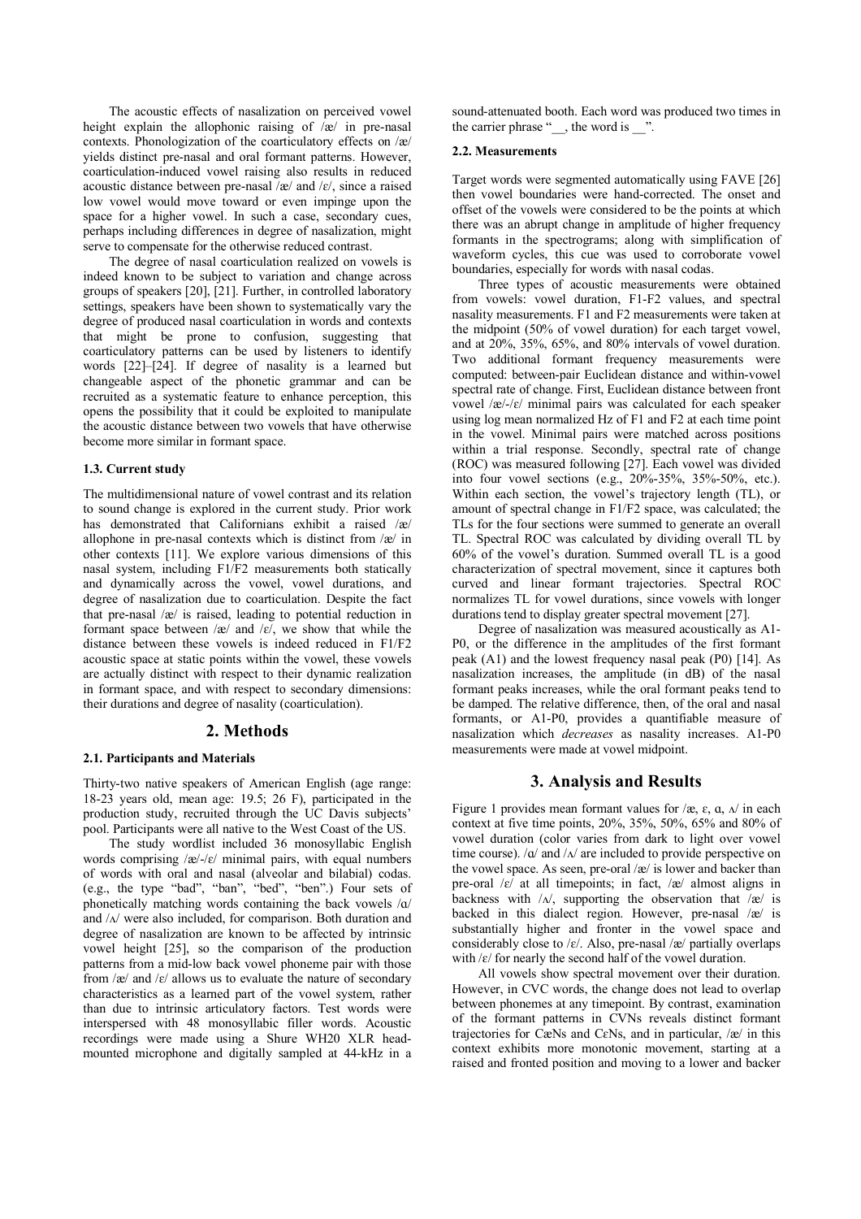The acoustic effects of nasalization on perceived vowel height explain the allophonic raising of /æ/ in pre-nasal contexts. Phonologization of the coarticulatory effects on /æ/ yields distinct pre-nasal and oral formant patterns. However, coarticulation-induced vowel raising also results in reduced acoustic distance between pre-nasal /æ/ and /ɛ/, since a raised low vowel would move toward or even impinge upon the space for a higher vowel. In such a case, secondary cues, perhaps including differences in degree of nasalization, might serve to compensate for the otherwise reduced contrast.

The degree of nasal coarticulation realized on vowels is indeed known to be subject to variation and change across groups of speakers [20], [21]. Further, in controlled laboratory settings, speakers have been shown to systematically vary the degree of produced nasal coarticulation in words and contexts that might be prone to confusion, suggesting that coarticulatory patterns can be used by listeners to identify words [22]–[24]. If degree of nasality is a learned but changeable aspect of the phonetic grammar and can be recruited as a systematic feature to enhance perception, this opens the possibility that it could be exploited to manipulate the acoustic distance between two vowels that have otherwise become more similar in formant space.

### 1.3. Current study

The multidimensional nature of vowel contrast and its relation to sound change is explored in the current study. Prior work has demonstrated that Californians exhibit a raised /æ/ allophone in pre-nasal contexts which is distinct from /æ/ in other contexts [11]. We explore various dimensions of this nasal system, including F1/F2 measurements both statically and dynamically across the vowel, vowel durations, and degree of nasalization due to coarticulation. Despite the fact that pre-nasal /æ/ is raised, leading to potential reduction in formant space between /æ/ and /ɛ/, we show that while the distance between these vowels is indeed reduced in F1/F2 acoustic space at static points within the vowel, these vowels are actually distinct with respect to their dynamic realization in formant space, and with respect to secondary dimensions: their durations and degree of nasality (coarticulation).

## 2. Methods

### 2.1. Participants and Materials

Thirty-two native speakers of American English (age range: 18-23 years old, mean age: 19.5; 26 F), participated in the production study, recruited through the UC Davis subjects' pool. Participants were all native to the West Coast of the US.

The study wordlist included 36 monosyllabic English words comprising /æ/-/ɛ/ minimal pairs, with equal numbers of words with oral and nasal (alveolar and bilabial) codas. (e.g., the type "bad", "ban", "bed", "ben".) Four sets of phonetically matching words containing the back vowels /ɑ/ and /ʌ/ were also included, for comparison. Both duration and degree of nasalization are known to be affected by intrinsic vowel height [25], so the comparison of the production patterns from a mid-low back vowel phoneme pair with those from /æ/ and /ɛ/ allows us to evaluate the nature of secondary characteristics as a learned part of the vowel system, rather than due to intrinsic articulatory factors. Test words were interspersed with 48 monosyllabic filler words. Acoustic recordings were made using a Shure WH20 XLR head-mounted microphone and digitally sampled at 44-kHz in a sound-attenuated booth. Each word was produced two times in the carrier phrase "__, the word is __".

### 2.2. Measurements

Target words were segmented automatically using FAVE [26] then vowel boundaries were hand-corrected. The onset and offset of the vowels were considered to be the points at which there was an abrupt change in amplitude of higher frequency formants in the spectrograms; along with simplification of waveform cycles, this cue was used to corroborate vowel boundaries, especially for words with nasal codas.

Three types of acoustic measurements were obtained from vowels: vowel duration, F1-F2 values, and spectral nasality measurements. F1 and F2 measurements were taken at the midpoint (50% of vowel duration) for each target vowel, and at 20%, 35%, 65%, and 80% intervals of vowel duration. Two additional formant frequency measurements were computed: between-pair Euclidean distance and within-vowel spectral rate of change. First, Euclidean distance between front vowel /æ/-/ɛ/ minimal pairs was calculated for each speaker using log mean normalized Hz of F1 and F2 at each time point in the vowel. Minimal pairs were matched across positions within a trial response. Secondly, spectral rate of change (ROC) was measured following [27]. Each vowel was divided into four vowel sections (e.g., 20%-35%, 35%-50%, etc.). Within each section, the vowel's trajectory length (TL), or amount of spectral change in F1/F2 space, was calculated; the TLs for the four sections were summed to generate an overall TL. Spectral ROC was calculated by dividing overall TL by 60% of the vowel's duration. Summed overall TL is a good characterization of spectral movement, since it captures both curved and linear formant trajectories. Spectral ROC normalizes TL for vowel durations, since vowels with longer durations tend to display greater spectral movement [27].

Degree of nasalization was measured acoustically as A1-P0, or the difference in the amplitudes of the first formant peak (A1) and the lowest frequency nasal peak (P0) [14]. As nasalization increases, the amplitude (in dB) of the nasal formant peaks increases, while the oral formant peaks tend to be damped. The relative difference, then, of the oral and nasal formants, or A1-P0, provides a quantifiable measure of nasalization which *decreases* as nasality increases. A1-P0 measurements were made at vowel midpoint.

## 3. Analysis and Results

Figure 1 provides mean formant values for /æ, ɛ, ɑ, ʌ/ in each context at five time points, 20%, 35%, 50%, 65% and 80% of vowel duration (color varies from dark to light over vowel time course). /ɑ/ and /ʌ/ are included to provide perspective on the vowel space. As seen, pre-oral /æ/ is lower and backer than pre-oral /ɛ/ at all timepoints; in fact, /æ/ almost aligns in backness with /ʌ/, supporting the observation that /æ/ is backed in this dialect region. However, pre-nasal /æ/ is substantially higher and fronter in the vowel space and considerably close to /ɛ/. Also, pre-nasal /æ/ partially overlaps with /ɛ/ for nearly the second half of the vowel duration.

All vowels show spectral movement over their duration. However, in CVC words, the change does not lead to overlap between phonemes at any timepoint. By contrast, examination of the formant patterns in CVNs reveals distinct formant trajectories for CæNs and CɛNs, and in particular, /æ/ in this context exhibits more monotonic movement, starting at a raised and fronted position and moving to a lower and backer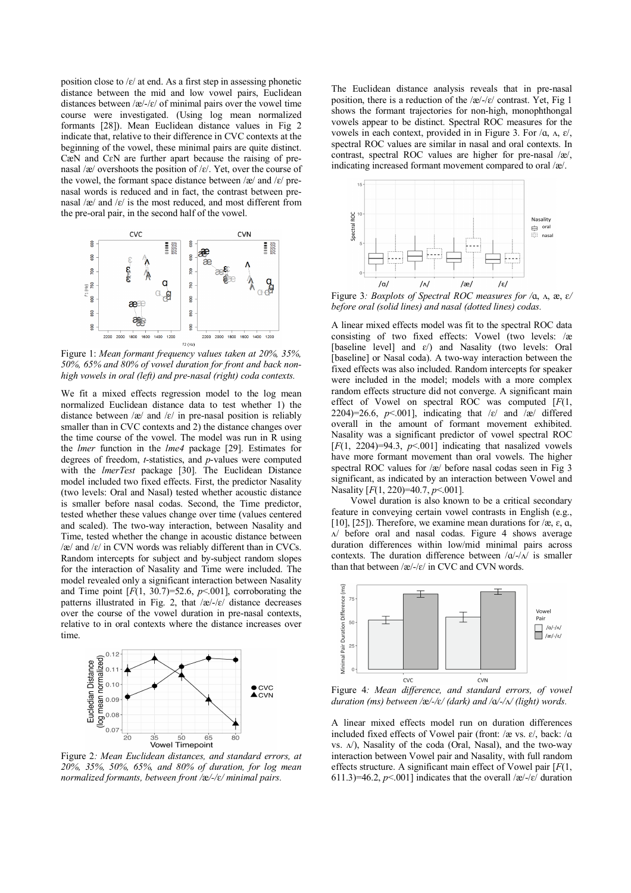position close to /ɛ/ at end. As a first step in assessing phonetic distance between the mid and low vowel pairs, Euclidean distances between /æ/-/ɛ/ of minimal pairs over the vowel time course were investigated. (Using log mean normalized formants [28]). Mean Euclidean distance values in Fig 2 indicate that, relative to their difference in CVC contexts at the beginning of the vowel, these minimal pairs are quite distinct. CæN and CɛN are further apart because the raising of pre-nasal /æ/ overshoots the position of /ɛ/. Yet, over the course of the vowel, the formant space distance between /æ/ and /ɛ/ pre-nasal words is reduced and in fact, the contrast between pre-nasal /æ/ and /ɛ/ is the most reduced, and most different from the pre-oral pair, in the second half of the vowel.

Figure 1: *Mean formant frequency values taken at 20%, 35%, 50%, 65% and 80% of vowel duration for front and back non-high vowels in oral (left) and pre-nasal (right) coda contexts.*

We fit a mixed effects regression model to the log mean normalized Euclidean distance data to test whether 1) the distance between /æ/ and /ɛ/ in pre-nasal position is reliably smaller than in CVC contexts and 2) the distance changes over the time course of the vowel. The model was run in R using the *lmer* function in the *lme4* package [29]. Estimates for degrees of freedom, *t*-statistics, and *p*-values were computed with the *lmerTest* package [30]. The Euclidean Distance model included two fixed effects. First, the predictor Nasality (two levels: Oral and Nasal) tested whether acoustic distance is smaller before nasal codas. Second, the Time predictor, tested whether these values change over time (values centered and scaled). The two-way interaction, between Nasality and Time, tested whether the change in acoustic distance between /æ/ and /ɛ/ in CVN words was reliably different than in CVCs. Random intercepts for subject and by-subject random slopes for the interaction of Nasality and Time were included. The model revealed only a significant interaction between Nasality and Time point [$F(1, 30.7)=52.6$, $p<.001$], corroborating the patterns illustrated in Fig. 2, that /æ/-/ɛ/ distance decreases over the course of the vowel duration in pre-nasal contexts, relative to in oral contexts where the distance increases over time.

Figure 2: *Mean Euclidean distances, and standard errors, at 20%, 35%, 50%, 65%, and 80% of duration, for log mean normalized formants, between front /æ/-/ɛ/ minimal pairs.*

The Euclidean distance analysis reveals that in pre-nasal position, there is a reduction of the /æ/-/ɛ/ contrast. Yet, Fig 1 shows the formant trajectories for non-high, monophthongal vowels appear to be distinct. Spectral ROC measures for the vowels in each context, provided in in Figure 3. For /ɑ, ʌ, ɛ/, spectral ROC values are similar in nasal and oral contexts. In contrast, spectral ROC values are higher for pre-nasal /æ/, indicating increased formant movement compared to oral /æ/.

Figure 3*: Boxplots of Spectral ROC measures for /ɑ, ʌ, æ, ɛ/ before oral (solid lines) and nasal (dotted lines) codas.*

A linear mixed effects model was fit to the spectral ROC data consisting of two fixed effects: Vowel (two levels: /æ [baseline level] and ɛ/) and Nasality (two levels: Oral [baseline] or Nasal coda). A two-way interaction between the fixed effects was also included. Random intercepts for speaker were included in the model; models with a more complex random effects structure did not converge. A significant main effect of Vowel on spectral ROC was computed [$F(1, 2204)=26.6$, $p<.001$], indicating that /ɛ/ and /æ/ differed overall in the amount of formant movement exhibited. Nasality was a significant predictor of vowel spectral ROC [$F(1, 2204)=94.3$, $p<.001$] indicating that nasalized vowels have more formant movement than oral vowels. The higher spectral ROC values for /æ/ before nasal codas seen in Fig 3 significant, as indicated by an interaction between Vowel and Nasality [$F(1, 220)=40.7$, $p<.001$].

Vowel duration is also known to be a critical secondary feature in conveying certain vowel contrasts in English (e.g., [10], [25]). Therefore, we examine mean durations for /æ, ɛ, ɑ, ʌ/ before oral and nasal codas. Figure 4 shows average duration differences within low/mid minimal pairs across contexts. The duration difference between /ɑ/-/ʌ/ is smaller than that between /æ/-/ɛ/ in CVC and CVN words.

Figure 4*: Mean difference, and standard errors, of vowel duration (ms) between /æ/-/ɛ/ (dark) and /ɑ/-/ʌ/ (light) words.*

A linear mixed effects model run on duration differences included fixed effects of Vowel pair (front: /æ vs. ɛ/, back: /ɑ vs. ʌ/), Nasality of the coda (Oral, Nasal), and the two-way interaction between Vowel pair and Nasality, with full random effects structure. A significant main effect of Vowel pair [$F(1, 611.3)=46.2$, $p<.001$] indicates that the overall /æ/-/ɛ/ duration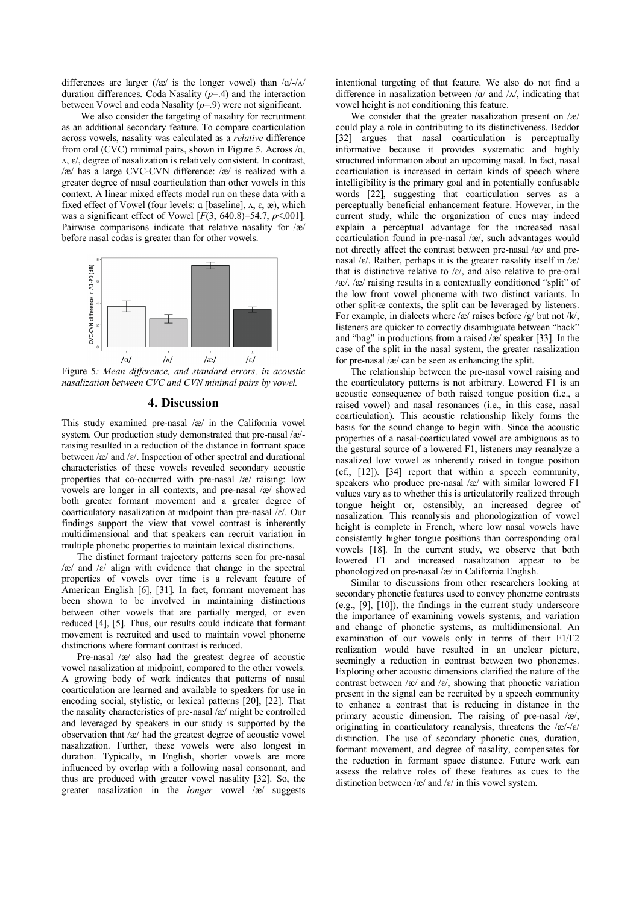differences are larger (/æ/ is the longer vowel) than /ɑ/-/ʌ/ duration differences. Coda Nasality ($p$=.4) and the interaction between Vowel and coda Nasality ($p$=.9) were not significant.

We also consider the targeting of nasality for recruitment as an additional secondary feature. To compare coarticulation across vowels, nasality was calculated as a *relative* difference from oral (CVC) minimal pairs, shown in Figure 5. Across /ɑ, ʌ, ɛ/, degree of nasalization is relatively consistent. In contrast, /æ/ has a large CVC-CVN difference: /æ/ is realized with a greater degree of nasal coarticulation than other vowels in this context. A linear mixed effects model run on these data with a fixed effect of Vowel (four levels: ɑ [baseline], ʌ, ɛ, æ), which was a significant effect of Vowel [$F(3, 640.8)$=54.7, $p$<.001]. Pairwise comparisons indicate that relative nasality for /æ/ before nasal codas is greater than for other vowels.

Figure 5*: Mean difference, and standard errors, in acoustic nasalization between CVC and CVN minimal pairs by vowel.*

## 4. Discussion

This study examined pre-nasal /æ/ in the California vowel system. Our production study demonstrated that pre-nasal /æ/-raising resulted in a reduction of the distance in formant space between /æ/ and /ɛ/. Inspection of other spectral and durational characteristics of these vowels revealed secondary acoustic properties that co-occurred with pre-nasal /æ/ raising: low vowels are longer in all contexts, and pre-nasal /æ/ showed both greater formant movement and a greater degree of coarticulatory nasalization at midpoint than pre-nasal /ɛ/. Our findings support the view that vowel contrast is inherently multidimensional and that speakers can recruit variation in multiple phonetic properties to maintain lexical distinctions.

The distinct formant trajectory patterns seen for pre-nasal /æ/ and /ɛ/ align with evidence that change in the spectral properties of vowels over time is a relevant feature of American English [6], [31]. In fact, formant movement has been shown to be involved in maintaining distinctions between other vowels that are partially merged, or even reduced [4], [5]. Thus, our results could indicate that formant movement is recruited and used to maintain vowel phoneme distinctions where formant contrast is reduced.

Pre-nasal /æ/ also had the greatest degree of acoustic vowel nasalization at midpoint, compared to the other vowels. A growing body of work indicates that patterns of nasal coarticulation are learned and available to speakers for use in encoding social, stylistic, or lexical patterns [20], [22]. That the nasality characteristics of pre-nasal /æ/ might be controlled and leveraged by speakers in our study is supported by the observation that /æ/ had the greatest degree of acoustic vowel nasalization. Further, these vowels were also longest in duration. Typically, in English, shorter vowels are more influenced by overlap with a following nasal consonant, and thus are produced with greater vowel nasality [32]. So, the greater nasalization in the *longer* vowel /æ/ suggests intentional targeting of that feature. We also do not find a difference in nasalization between /ɑ/ and /ʌ/, indicating that vowel height is not conditioning this feature.

We consider that the greater nasalization present on /æ/ could play a role in contributing to its distinctiveness. Beddor [32] argues that nasal coarticulation is perceptually informative because it provides systematic and highly structured information about an upcoming nasal. In fact, nasal coarticulation is increased in certain kinds of speech where intelligibility is the primary goal and in potentially confusable words [22], suggesting that coarticulation serves as a perceptually beneficial enhancement feature. However, in the current study, while the organization of cues may indeed explain a perceptual advantage for the increased nasal coarticulation found in pre-nasal /æ/, such advantages would not directly affect the contrast between pre-nasal /æ/ and pre-nasal /ɛ/. Rather, perhaps it is the greater nasality itself in /æ/ that is distinctive relative to /ɛ/, and also relative to pre-oral /æ/. /æ/ raising results in a contextually conditioned "split" of the low front vowel phoneme with two distinct variants. In other split-æ contexts, the split can be leveraged by listeners. For example, in dialects where /æ/ raises before /g/ but not /k/, listeners are quicker to correctly disambiguate between "back" and "bag" in productions from a raised /æ/ speaker [33]. In the case of the split in the nasal system, the greater nasalization for pre-nasal /æ/ can be seen as enhancing the split.

The relationship between the pre-nasal vowel raising and the coarticulatory patterns is not arbitrary. Lowered F1 is an acoustic consequence of both raised tongue position (i.e., a raised vowel) and nasal resonances (i.e., in this case, nasal coarticulation). This acoustic relationship likely forms the basis for the sound change to begin with. Since the acoustic properties of a nasal-coarticulated vowel are ambiguous as to the gestural source of a lowered F1, listeners may reanalyze a nasalized low vowel as inherently raised in tongue position (cf., [12]). [34] report that within a speech community, speakers who produce pre-nasal /æ/ with similar lowered F1 values vary as to whether this is articulatorily realized through tongue height or, ostensibly, an increased degree of nasalization. This reanalysis and phonologization of vowel height is complete in French, where low nasal vowels have consistently higher tongue positions than corresponding oral vowels [18]. In the current study, we observe that both lowered F1 and increased nasalization appear to be phonologized on pre-nasal /æ/ in California English.

Similar to discussions from other researchers looking at secondary phonetic features used to convey phoneme contrasts (e.g., [9], [10]), the findings in the current study underscore the importance of examining vowels systems, and variation and change of phonetic systems, as multidimensional. An examination of our vowels only in terms of their F1/F2 realization would have resulted in an unclear picture, seemingly a reduction in contrast between two phonemes. Exploring other acoustic dimensions clarified the nature of the contrast between /æ/ and /ɛ/, showing that phonetic variation present in the signal can be recruited by a speech community to enhance a contrast that is reducing in distance in the primary acoustic dimension. The raising of pre-nasal /æ/, originating in coarticulatory reanalysis, threatens the /æ/-/ɛ/ distinction. The use of secondary phonetic cues, duration, formant movement, and degree of nasality, compensates for the reduction in formant space distance. Future work can assess the relative roles of these features as cues to the distinction between /æ/ and /ɛ/ in this vowel system.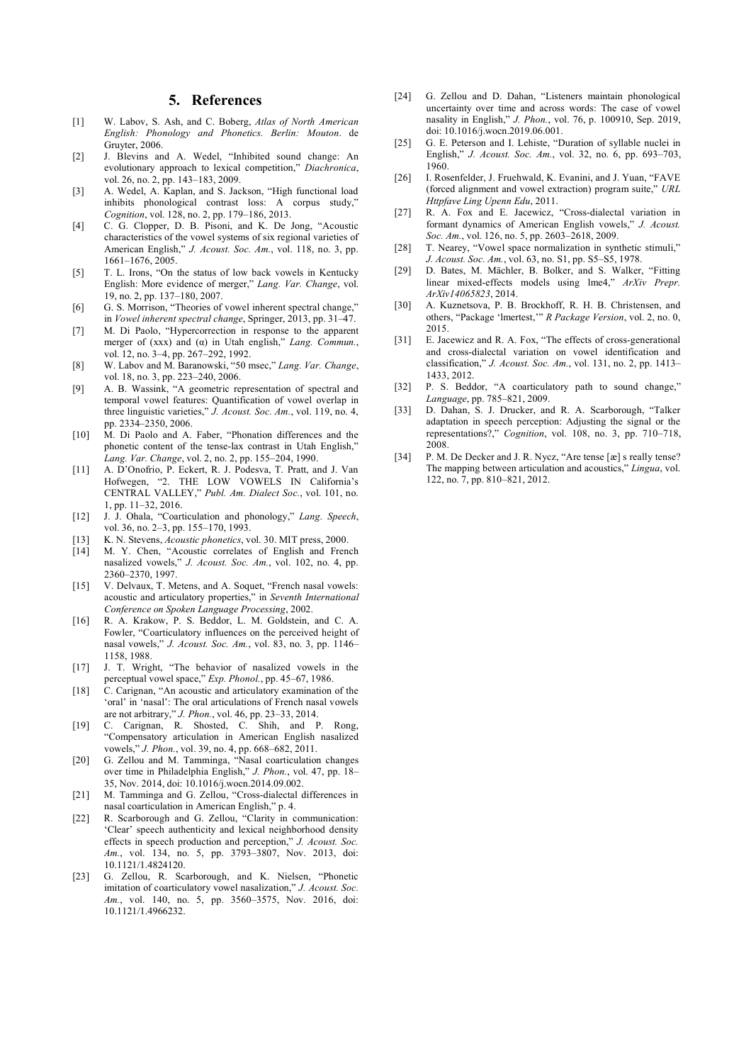## 5. References

[1] W. Labov, S. Ash, and C. Boberg, *Atlas of North American English: Phonology and Phonetics. Berlin: Mouton*. de Gruyter, 2006.

[2] J. Blevins and A. Wedel, "Inhibited sound change: An evolutionary approach to lexical competition," *Diachronica*, vol. 26, no. 2, pp. 143–183, 2009.

[3] A. Wedel, A. Kaplan, and S. Jackson, "High functional load inhibits phonological contrast loss: A corpus study," *Cognition*, vol. 128, no. 2, pp. 179–186, 2013.

[4] C. G. Clopper, D. B. Pisoni, and K. De Jong, "Acoustic characteristics of the vowel systems of six regional varieties of American English," *J. Acoust. Soc. Am.*, vol. 118, no. 3, pp. 1661–1676, 2005.

[5] T. L. Irons, "On the status of low back vowels in Kentucky English: More evidence of merger," *Lang. Var. Change*, vol. 19, no. 2, pp. 137–180, 2007.

[6] G. S. Morrison, "Theories of vowel inherent spectral change," in *Vowel inherent spectral change*, Springer, 2013, pp. 31–47.

[7] M. Di Paolo, "Hypercorrection in response to the apparent merger of (xxx) and (α) in Utah english," *Lang. Commun.*, vol. 12, no. 3–4, pp. 267–292, 1992.

[8] W. Labov and M. Baranowski, "50 msec," *Lang. Var. Change*, vol. 18, no. 3, pp. 223–240, 2006.

[9] A. B. Wassink, "A geometric representation of spectral and temporal vowel features: Quantification of vowel overlap in three linguistic varieties," *J. Acoust. Soc. Am.*, vol. 119, no. 4, pp. 2334–2350, 2006.

[10] M. Di Paolo and A. Faber, "Phonation differences and the phonetic content of the tense-lax contrast in Utah English," *Lang. Var. Change*, vol. 2, no. 2, pp. 155–204, 1990.

[11] A. D'Onofrio, P. Eckert, R. J. Podesva, T. Pratt, and J. Van Hofwegen, "2. THE LOW VOWELS IN California's CENTRAL VALLEY," *Publ. Am. Dialect Soc.*, vol. 101, no. 1, pp. 11–32, 2016.

[12] J. J. Ohala, "Coarticulation and phonology," *Lang. Speech*, vol. 36, no. 2–3, pp. 155–170, 1993.

[13] K. N. Stevens, *Acoustic phonetics*, vol. 30. MIT press, 2000.

[14] M. Y. Chen, "Acoustic correlates of English and French nasalized vowels," *J. Acoust. Soc. Am.*, vol. 102, no. 4, pp. 2360–2370, 1997.

[15] V. Delvaux, T. Metens, and A. Soquet, "French nasal vowels: acoustic and articulatory properties," in *Seventh International Conference on Spoken Language Processing*, 2002.

[16] R. A. Krakow, P. S. Beddor, L. M. Goldstein, and C. A. Fowler, "Coarticulatory influences on the perceived height of nasal vowels," *J. Acoust. Soc. Am.*, vol. 83, no. 3, pp. 1146–1158, 1988.

[17] J. T. Wright, "The behavior of nasalized vowels in the perceptual vowel space," *Exp. Phonol.*, pp. 45–67, 1986.

[18] C. Carignan, "An acoustic and articulatory examination of the 'oral' in 'nasal': The oral articulations of French nasal vowels are not arbitrary," *J. Phon.*, vol. 46, pp. 23–33, 2014.

[19] C. Carignan, R. Shosted, C. Shih, and P. Rong, "Compensatory articulation in American English nasalized vowels," *J. Phon.*, vol. 39, no. 4, pp. 668–682, 2011.

[20] G. Zellou and M. Tamminga, "Nasal coarticulation changes over time in Philadelphia English," *J. Phon.*, vol. 47, pp. 18–35, Nov. 2014, doi: 10.1016/j.wocn.2014.09.002.

[21] M. Tamminga and G. Zellou, "Cross-dialectal differences in nasal coarticulation in American English," p. 4.

[22] R. Scarborough and G. Zellou, "Clarity in communication: 'Clear' speech authenticity and lexical neighborhood density effects in speech production and perception," *J. Acoust. Soc. Am.*, vol. 134, no. 5, pp. 3793–3807, Nov. 2013, doi: 10.1121/1.4824120.

[23] G. Zellou, R. Scarborough, and K. Nielsen, "Phonetic imitation of coarticulatory vowel nasalization," *J. Acoust. Soc. Am.*, vol. 140, no. 5, pp. 3560–3575, Nov. 2016, doi: 10.1121/1.4966232.

[24] G. Zellou and D. Dahan, "Listeners maintain phonological uncertainty over time and across words: The case of vowel nasality in English," *J. Phon.*, vol. 76, p. 100910, Sep. 2019, doi: 10.1016/j.wocn.2019.06.001.

[25] G. E. Peterson and I. Lehiste, "Duration of syllable nuclei in English," *J. Acoust. Soc. Am.*, vol. 32, no. 6, pp. 693–703, 1960.

[26] I. Rosenfelder, J. Fruehwald, K. Evanini, and J. Yuan, "FAVE (forced alignment and vowel extraction) program suite," *URL Httpfave Ling Upenn Edu*, 2011.

[27] R. A. Fox and E. Jacewicz, "Cross-dialectal variation in formant dynamics of American English vowels," *J. Acoust. Soc. Am.*, vol. 126, no. 5, pp. 2603–2618, 2009.

[28] T. Nearey, "Vowel space normalization in synthetic stimuli," *J. Acoust. Soc. Am.*, vol. 63, no. S1, pp. S5–S5, 1978.

[29] D. Bates, M. Mächler, B. Bolker, and S. Walker, "Fitting linear mixed-effects models using lme4," *ArXiv Prepr. ArXiv14065823*, 2014.

[30] A. Kuznetsova, P. B. Brockhoff, R. H. B. Christensen, and others, "Package 'lmertest,'" *R Package Version*, vol. 2, no. 0, 2015.

[31] E. Jacewicz and R. A. Fox, "The effects of cross-generational and cross-dialectal variation on vowel identification and classification," *J. Acoust. Soc. Am.*, vol. 131, no. 2, pp. 1413–1433, 2012.

[32] P. S. Beddor, "A coarticulatory path to sound change," *Language*, pp. 785–821, 2009.

[33] D. Dahan, S. J. Drucker, and R. A. Scarborough, "Talker adaptation in speech perception: Adjusting the signal or the representations?," *Cognition*, vol. 108, no. 3, pp. 710–718, 2008.

[34] P. M. De Decker and J. R. Nycz, "Are tense [æ] s really tense? The mapping between articulation and acoustics," *Lingua*, vol. 122, no. 7, pp. 810–821, 2012.